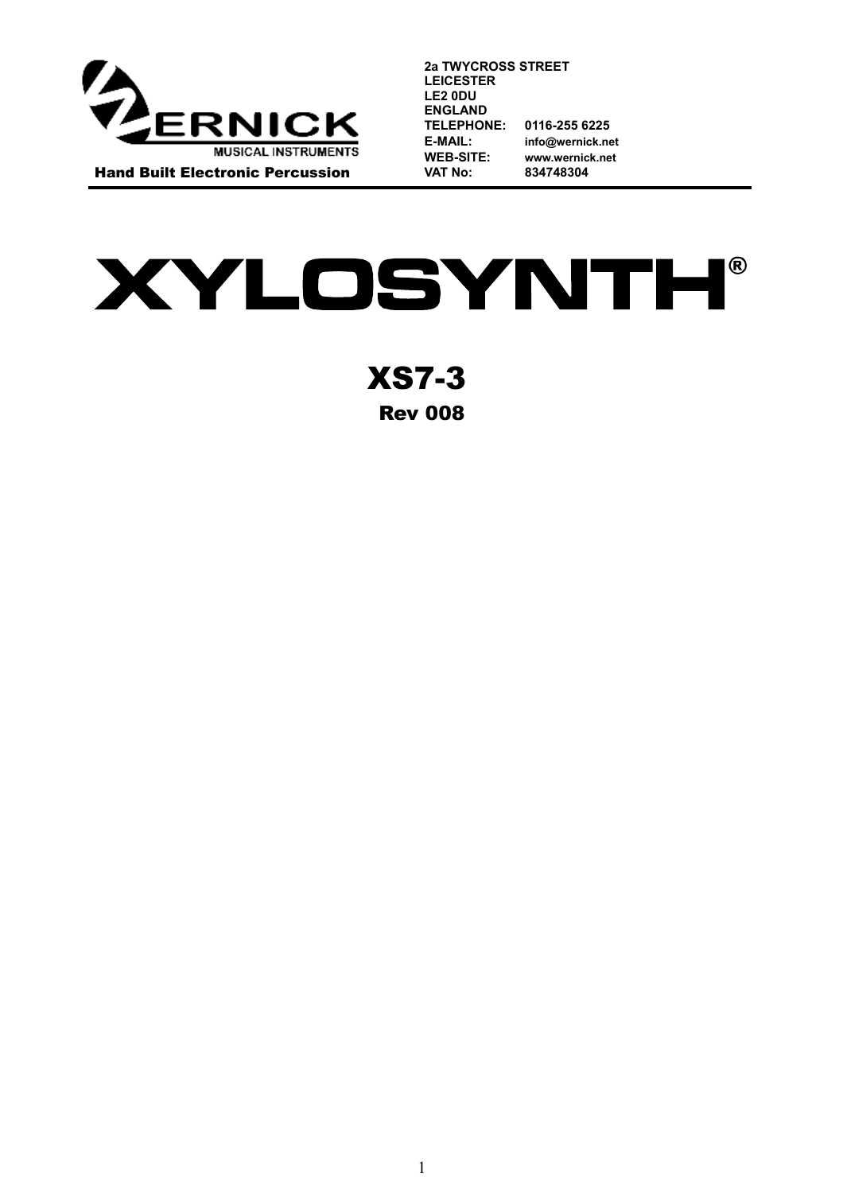WERNICK MUSICAL INSTRUMENTS

Hand Built Electronic Percussion

2a TWYCROSS STREET
LEICESTER
LE2 0DU
ENGLAND

| | |
|---|---|
| TELEPHONE: | 0116-255 6225 |
| E-MAIL: | info@wernick.net |
| WEB-SITE: | www.wernick.net |
| VAT No: | 834748304 |

# XYLOSYNTH®

## XS7-3

### Rev 008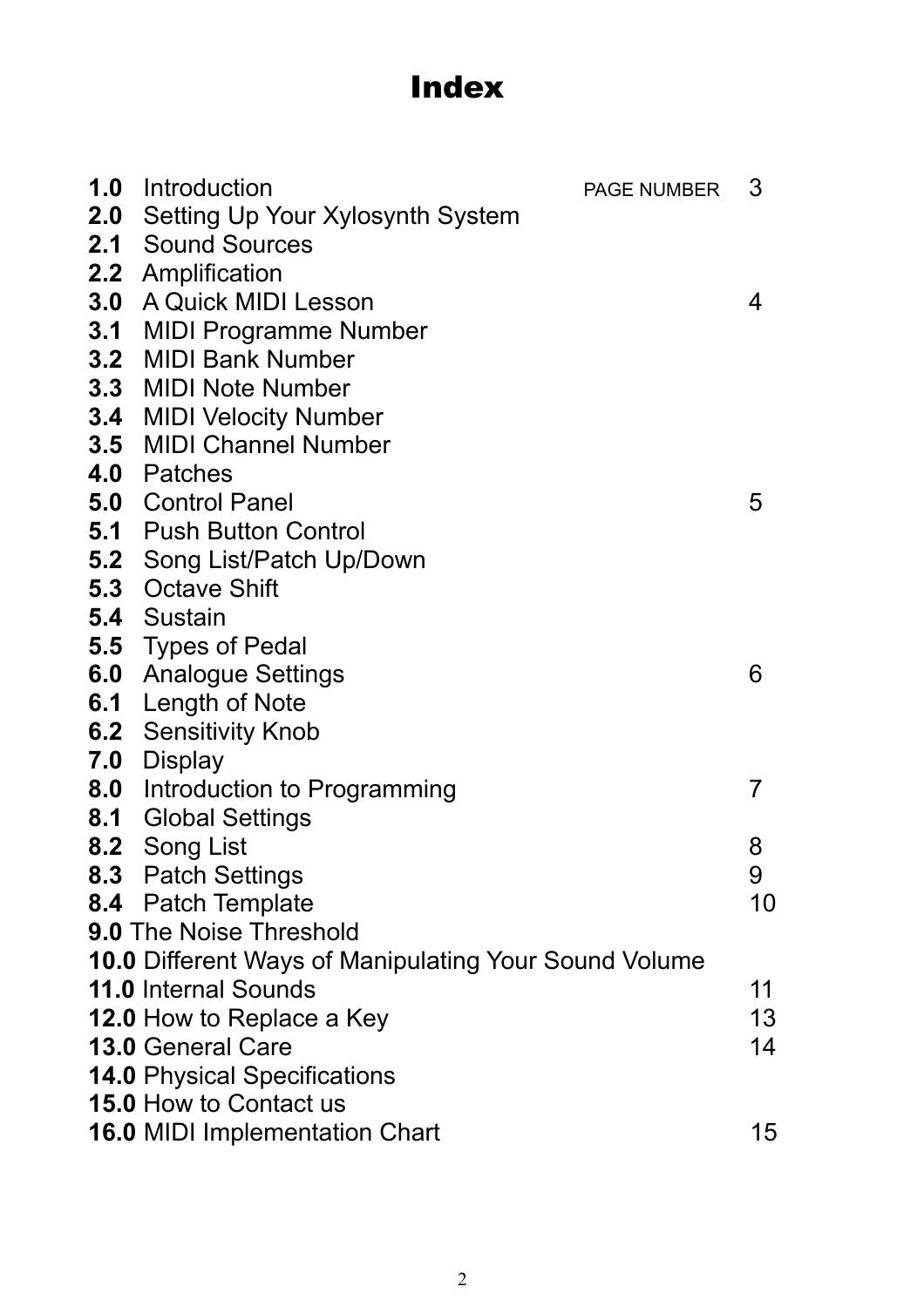# Index

| | | PAGE NUMBER |
|---|---|---|
| **1.0** | Introduction | 3 |
| **2.0** | Setting Up Your Xylosynth System | |
| **2.1** | Sound Sources | |
| **2.2** | Amplification | |
| **3.0** | A Quick MIDI Lesson | 4 |
| **3.1** | MIDI Programme Number | |
| **3.2** | MIDI Bank Number | |
| **3.3** | MIDI Note Number | |
| **3.4** | MIDI Velocity Number | |
| **3.5** | MIDI Channel Number | |
| **4.0** | Patches | |
| **5.0** | Control Panel | 5 |
| **5.1** | Push Button Control | |
| **5.2** | Song List/Patch Up/Down | |
| **5.3** | Octave Shift | |
| **5.4** | Sustain | |
| **5.5** | Types of Pedal | |
| **6.0** | Analogue Settings | 6 |
| **6.1** | Length of Note | |
| **6.2** | Sensitivity Knob | |
| **7.0** | Display | |
| **8.0** | Introduction to Programming | 7 |
| **8.1** | Global Settings | |
| **8.2** | Song List | 8 |
| **8.3** | Patch Settings | 9 |
| **8.4** | Patch Template | 10 |
| **9.0** | The Noise Threshold | |
| **10.0** | Different Ways of Manipulating Your Sound Volume | |
| **11.0** | Internal Sounds | 11 |
| **12.0** | How to Replace a Key | 13 |
| **13.0** | General Care | 14 |
| **14.0** | Physical Specifications | |
| **15.0** | How to Contact us | |
| **16.0** | MIDI Implementation Chart | 15 |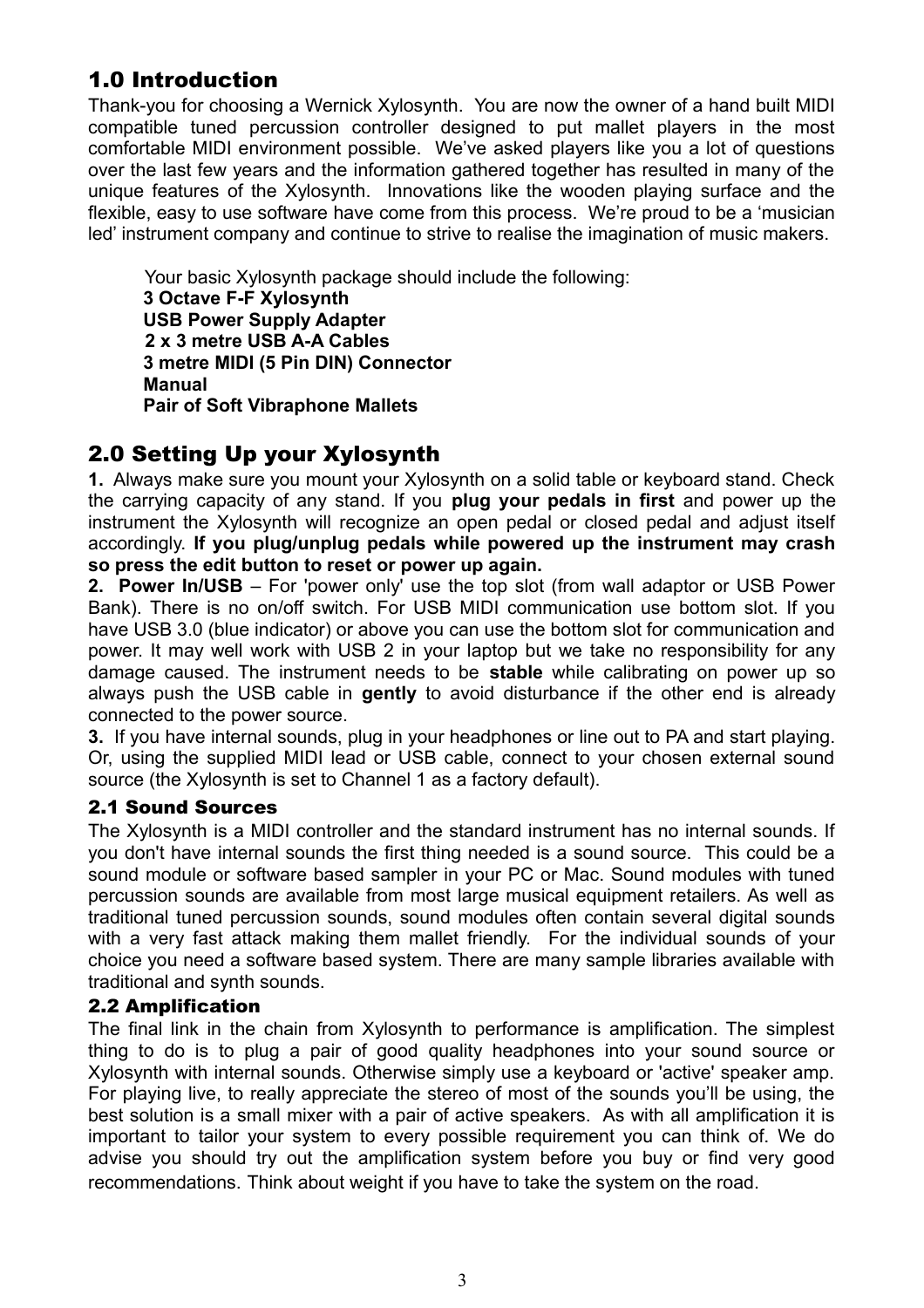## 1.0 Introduction

Thank-you for choosing a Wernick Xylosynth. You are now the owner of a hand built MIDI compatible tuned percussion controller designed to put mallet players in the most comfortable MIDI environment possible. We've asked players like you a lot of questions over the last few years and the information gathered together has resulted in many of the unique features of the Xylosynth. Innovations like the wooden playing surface and the flexible, easy to use software have come from this process. We're proud to be a 'musician led' instrument company and continue to strive to realise the imagination of music makers.

Your basic Xylosynth package should include the following:

**3 Octave F-F Xylosynth**
**USB Power Supply Adapter**
**2 x 3 metre USB A-A Cables**
**3 metre MIDI (5 Pin DIN) Connector**
**Manual**
**Pair of Soft Vibraphone Mallets**

## 2.0 Setting Up your Xylosynth

**1.** Always make sure you mount your Xylosynth on a solid table or keyboard stand. Check the carrying capacity of any stand. If you **plug your pedals in first** and power up the instrument the Xylosynth will recognize an open pedal or closed pedal and adjust itself accordingly. **If you plug/unplug pedals while powered up the instrument may crash so press the edit button to reset or power up again.**

**2. Power In/USB** – For 'power only' use the top slot (from wall adaptor or USB Power Bank). There is no on/off switch. For USB MIDI communication use bottom slot. If you have USB 3.0 (blue indicator) or above you can use the bottom slot for communication and power. It may well work with USB 2 in your laptop but we take no responsibility for any damage caused. The instrument needs to be **stable** while calibrating on power up so always push the USB cable in **gently** to avoid disturbance if the other end is already connected to the power source.

**3.** If you have internal sounds, plug in your headphones or line out to PA and start playing. Or, using the supplied MIDI lead or USB cable, connect to your chosen external sound source (the Xylosynth is set to Channel 1 as a factory default).

### 2.1 Sound Sources

The Xylosynth is a MIDI controller and the standard instrument has no internal sounds. If you don't have internal sounds the first thing needed is a sound source. This could be a sound module or software based sampler in your PC or Mac. Sound modules with tuned percussion sounds are available from most large musical equipment retailers. As well as traditional tuned percussion sounds, sound modules often contain several digital sounds with a very fast attack making them mallet friendly. For the individual sounds of your choice you need a software based system. There are many sample libraries available with traditional and synth sounds.

### 2.2 Amplification

The final link in the chain from Xylosynth to performance is amplification. The simplest thing to do is to plug a pair of good quality headphones into your sound source or Xylosynth with internal sounds. Otherwise simply use a keyboard or 'active' speaker amp. For playing live, to really appreciate the stereo of most of the sounds you'll be using, the best solution is a small mixer with a pair of active speakers. As with all amplification it is important to tailor your system to every possible requirement you can think of. We do advise you should try out the amplification system before you buy or find very good recommendations. Think about weight if you have to take the system on the road.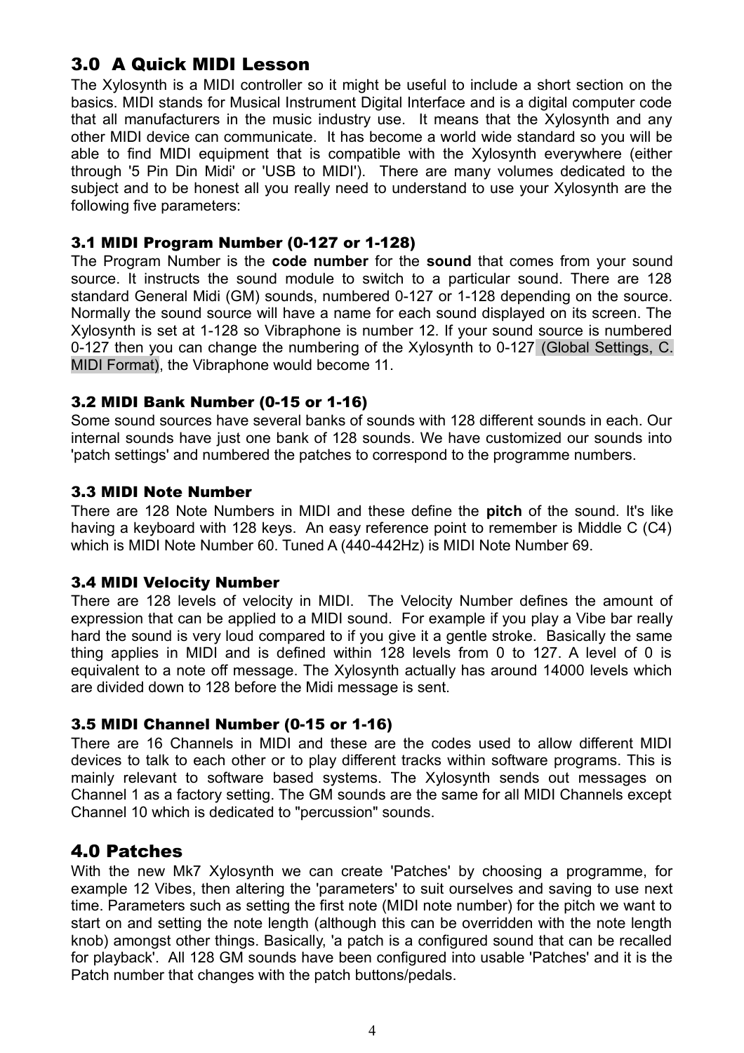## 3.0 A Quick MIDI Lesson

The Xylosynth is a MIDI controller so it might be useful to include a short section on the basics. MIDI stands for Musical Instrument Digital Interface and is a digital computer code that all manufacturers in the music industry use. It means that the Xylosynth and any other MIDI device can communicate. It has become a world wide standard so you will be able to find MIDI equipment that is compatible with the Xylosynth everywhere (either through '5 Pin Din Midi' or 'USB to MIDI'). There are many volumes dedicated to the subject and to be honest all you really need to understand to use your Xylosynth are the following five parameters:

### 3.1 MIDI Program Number (0-127 or 1-128)

The Program Number is the **code number** for the **sound** that comes from your sound source. It instructs the sound module to switch to a particular sound. There are 128 standard General Midi (GM) sounds, numbered 0-127 or 1-128 depending on the source. Normally the sound source will have a name for each sound displayed on its screen. The Xylosynth is set at 1-128 so Vibraphone is number 12. If your sound source is numbered 0-127 then you can change the numbering of the Xylosynth to 0-127 (Global Settings, C. MIDI Format), the Vibraphone would become 11.

### 3.2 MIDI Bank Number (0-15 or 1-16)

Some sound sources have several banks of sounds with 128 different sounds in each. Our internal sounds have just one bank of 128 sounds. We have customized our sounds into 'patch settings' and numbered the patches to correspond to the programme numbers.

### 3.3 MIDI Note Number

There are 128 Note Numbers in MIDI and these define the **pitch** of the sound. It's like having a keyboard with 128 keys. An easy reference point to remember is Middle C (C4) which is MIDI Note Number 60. Tuned A (440-442Hz) is MIDI Note Number 69.

### 3.4 MIDI Velocity Number

There are 128 levels of velocity in MIDI. The Velocity Number defines the amount of expression that can be applied to a MIDI sound. For example if you play a Vibe bar really hard the sound is very loud compared to if you give it a gentle stroke. Basically the same thing applies in MIDI and is defined within 128 levels from 0 to 127. A level of 0 is equivalent to a note off message. The Xylosynth actually has around 14000 levels which are divided down to 128 before the Midi message is sent.

### 3.5 MIDI Channel Number (0-15 or 1-16)

There are 16 Channels in MIDI and these are the codes used to allow different MIDI devices to talk to each other or to play different tracks within software programs. This is mainly relevant to software based systems. The Xylosynth sends out messages on Channel 1 as a factory setting. The GM sounds are the same for all MIDI Channels except Channel 10 which is dedicated to "percussion" sounds.

## 4.0 Patches

With the new Mk7 Xylosynth we can create 'Patches' by choosing a programme, for example 12 Vibes, then altering the 'parameters' to suit ourselves and saving to use next time. Parameters such as setting the first note (MIDI note number) for the pitch we want to start on and setting the note length (although this can be overridden with the note length knob) amongst other things. Basically, 'a patch is a configured sound that can be recalled for playback'. All 128 GM sounds have been configured into usable 'Patches' and it is the Patch number that changes with the patch buttons/pedals.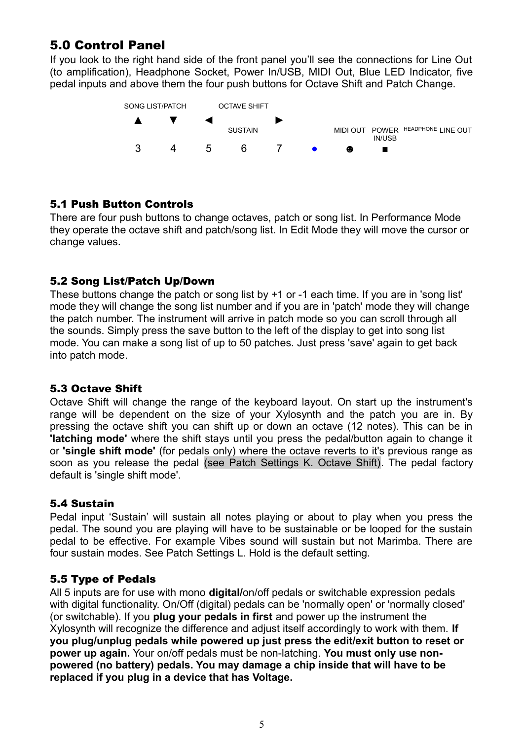## 5.0 Control Panel

If you look to the right hand side of the front panel you'll see the connections for Line Out (to amplification), Headphone Socket, Power In/USB, MIDI Out, Blue LED Indicator, five pedal inputs and above them the four push buttons for Octave Shift and Patch Change.

| SONG LIST/PATCH | | OCTAVE SHIFT | | | | | | | |
|---|---|---|---|---|---|---|---|---|---|
| ▲ | ▼ | ◄ | SUSTAIN | ► | | MIDI OUT | POWER IN/USB | HEADPHONE | LINE OUT |
| 3 | 4 | 5 | 6 | 7 | ● | ☻ | ■ | | |

### 5.1 Push Button Controls

There are four push buttons to change octaves, patch or song list. In Performance Mode they operate the octave shift and patch/song list. In Edit Mode they will move the cursor or change values.

### 5.2 Song List/Patch Up/Down

These buttons change the patch or song list by +1 or -1 each time. If you are in 'song list' mode they will change the song list number and if you are in 'patch' mode they will change the patch number. The instrument will arrive in patch mode so you can scroll through all the sounds. Simply press the save button to the left of the display to get into song list mode. You can make a song list of up to 50 patches. Just press 'save' again to get back into patch mode.

### 5.3 Octave Shift

Octave Shift will change the range of the keyboard layout. On start up the instrument's range will be dependent on the size of your Xylosynth and the patch you are in. By pressing the octave shift you can shift up or down an octave (12 notes). This can be in **'latching mode'** where the shift stays until you press the pedal/button again to change it or **'single shift mode'** (for pedals only) where the octave reverts to it's previous range as soon as you release the pedal (see Patch Settings K. Octave Shift). The pedal factory default is 'single shift mode'.

### 5.4 Sustain

Pedal input 'Sustain' will sustain all notes playing or about to play when you press the pedal. The sound you are playing will have to be sustainable or be looped for the sustain pedal to be effective. For example Vibes sound will sustain but not Marimba. There are four sustain modes. See Patch Settings L. Hold is the default setting.

### 5.5 Type of Pedals

All 5 inputs are for use with mono **digital/**on/off pedals or switchable expression pedals with digital functionality. On/Off (digital) pedals can be 'normally open' or 'normally closed' (or switchable). If you **plug your pedals in first** and power up the instrument the Xylosynth will recognize the difference and adjust itself accordingly to work with them. **If you plug/unplug pedals while powered up just press the edit/exit button to reset or power up again.** Your on/off pedals must be non-latching. **You must only use non-powered (no battery) pedals. You may damage a chip inside that will have to be replaced if you plug in a device that has Voltage.**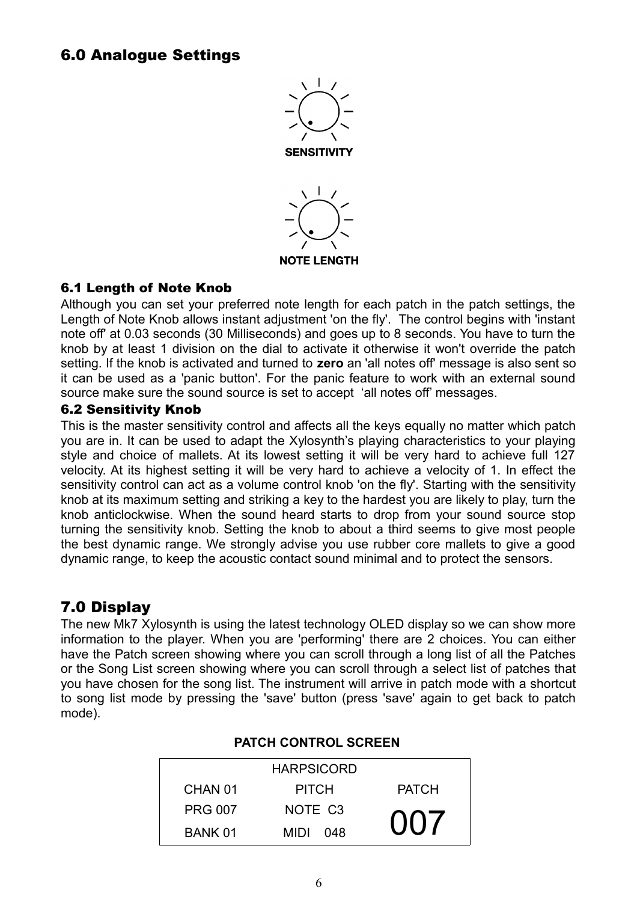## 6.0 Analogue Settings

SENSITIVITY

NOTE LENGTH

### 6.1 Length of Note Knob

Although you can set your preferred note length for each patch in the patch settings, the Length of Note Knob allows instant adjustment 'on the fly'. The control begins with 'instant note off' at 0.03 seconds (30 Milliseconds) and goes up to 8 seconds. You have to turn the knob by at least 1 division on the dial to activate it otherwise it won't override the patch setting. If the knob is activated and turned to **zero** an 'all notes off' message is also sent so it can be used as a 'panic button'. For the panic feature to work with an external sound source make sure the sound source is set to accept 'all notes off' messages.

### 6.2 Sensitivity Knob

This is the master sensitivity control and affects all the keys equally no matter which patch you are in. It can be used to adapt the Xylosynth's playing characteristics to your playing style and choice of mallets. At its lowest setting it will be very hard to achieve full 127 velocity. At its highest setting it will be very hard to achieve a velocity of 1. In effect the sensitivity control can act as a volume control knob 'on the fly'. Starting with the sensitivity knob at its maximum setting and striking a key to the hardest you are likely to play, turn the knob anticlockwise. When the sound heard starts to drop from your sound source stop turning the sensitivity knob. Setting the knob to about a third seems to give most people the best dynamic range. We strongly advise you use rubber core mallets to give a good dynamic range, to keep the acoustic contact sound minimal and to protect the sensors.

## 7.0 Display

The new Mk7 Xylosynth is using the latest technology OLED display so we can show more information to the player. When you are 'performing' there are 2 choices. You can either have the Patch screen showing where you can scroll through a long list of all the Patches or the Song List screen showing where you can scroll through a select list of patches that you have chosen for the song list. The instrument will arrive in patch mode with a shortcut to song list mode by pressing the 'save' button (press 'save' again to get back to patch mode).

**PATCH CONTROL SCREEN**

| | HARPSICORD | |
|---|---|---|
| CHAN 01 | PITCH | PATCH |
| PRG 007 | NOTE C3 | 007 |
| BANK 01 | MIDI 048 | |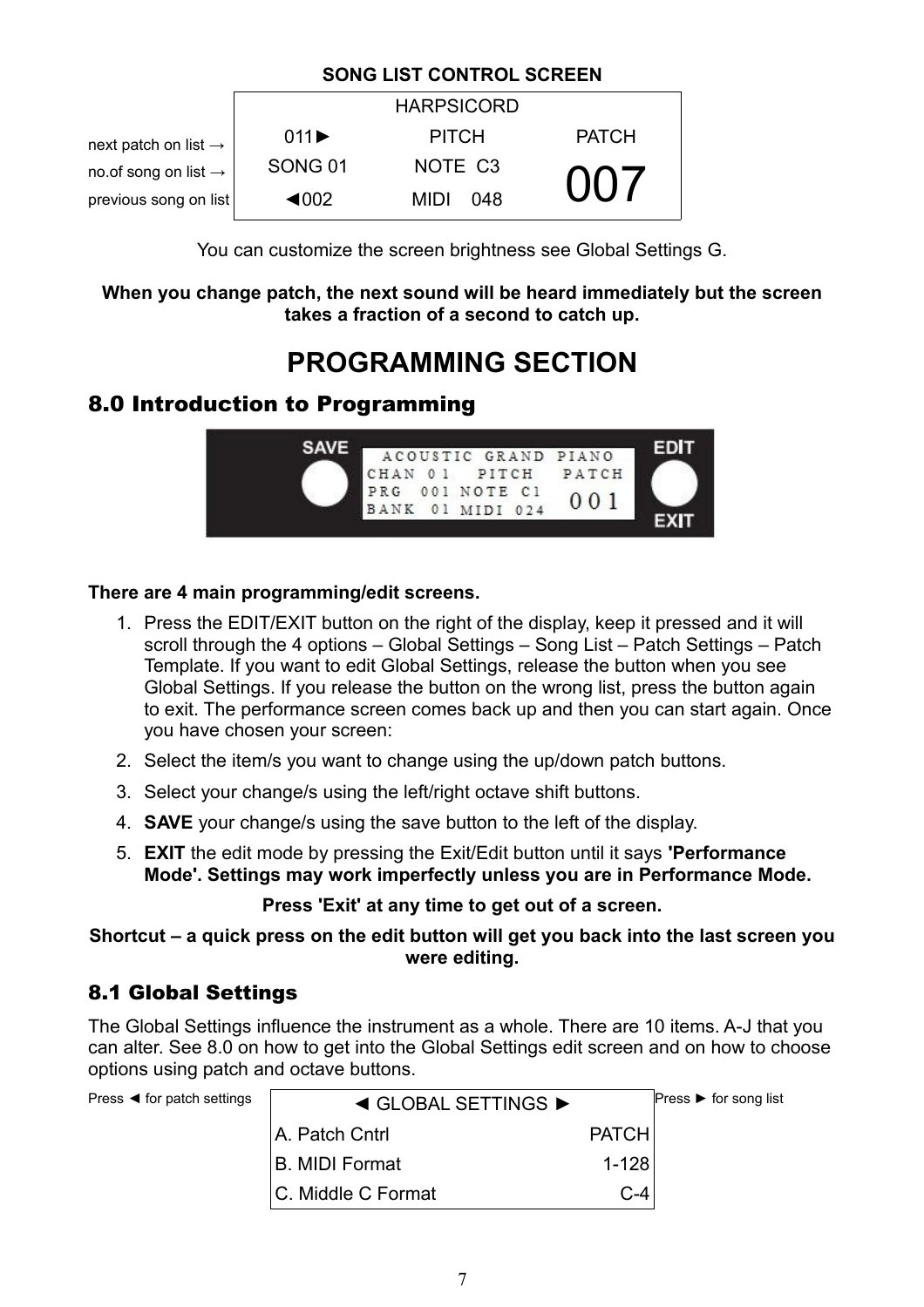**SONG LIST CONTROL SCREEN**

| | HARPSICORD | | |
|---|---|---|---|
| next patch on list → | 011► | PITCH | PATCH |
| no.of song on list → | SONG 01 | NOTE C3 | 007 |
| previous song on list | ◄002 | MIDI 048 | |

You can customize the screen brightness see Global Settings G.

**When you change patch, the next sound will be heard immediately but the screen takes a fraction of a second to catch up.**

# PROGRAMMING SECTION

## 8.0 Introduction to Programming

| SAVE | ACOUSTIC GRAND PIANO | | | EDIT |
|---|---|---|---|---|
| | CHAN 01 | PITCH | PATCH | |
| | PRG 001 | NOTE C1 | 001 | |
| | BANK 01 | MIDI 024 | | EXIT |

**There are 4 main programming/edit screens.**

1. Press the EDIT/EXIT button on the right of the display, keep it pressed and it will scroll through the 4 options – Global Settings – Song List – Patch Settings – Patch Template. If you want to edit Global Settings, release the button when you see Global Settings. If you release the button on the wrong list, press the button again to exit. The performance screen comes back up and then you can start again. Once you have chosen your screen:
2. Select the item/s you want to change using the up/down patch buttons.
3. Select your change/s using the left/right octave shift buttons.
4. **SAVE** your change/s using the save button to the left of the display.
5. **EXIT** the edit mode by pressing the Exit/Edit button until it says **'Performance Mode'. Settings may work imperfectly unless you are in Performance Mode.**

**Press 'Exit' at any time to get out of a screen.**

**Shortcut – a quick press on the edit button will get you back into the last screen you were editing.**

## 8.1 Global Settings

The Global Settings influence the instrument as a whole. There are 10 items. A-J that you can alter. See 8.0 on how to get into the Global Settings edit screen and on how to choose options using patch and octave buttons.

Press ◄ for patch settings — Press ► for song list

| ◄ GLOBAL SETTINGS ► | |
|---|---|
| A. Patch Cntrl | PATCH |
| B. MIDI Format | 1-128 |
| C. Middle C Format | C-4 |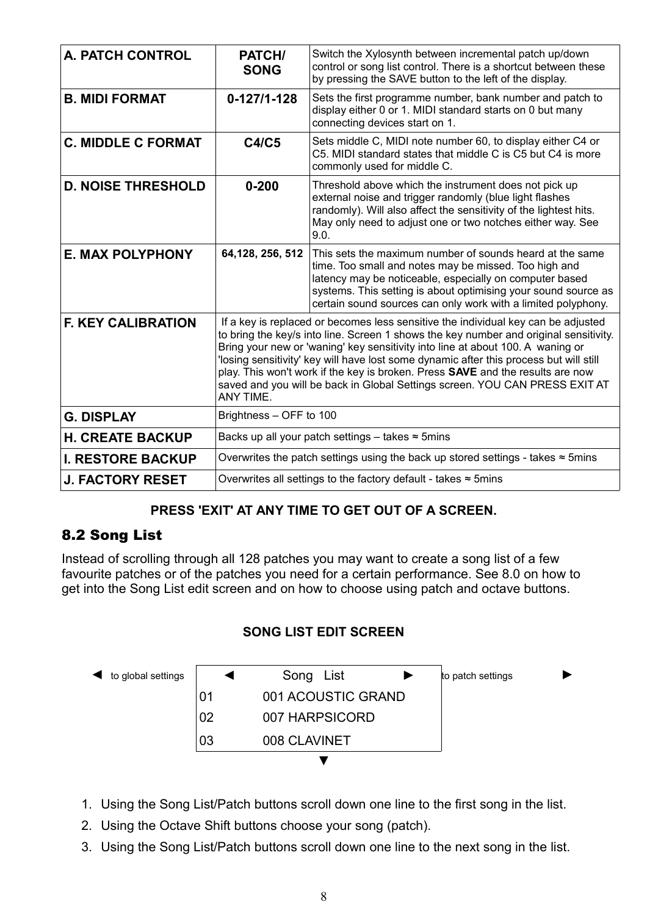| A. PATCH CONTROL | PATCH/ SONG | Switch the Xylosynth between incremental patch up/down control or song list control. There is a shortcut between these by pressing the SAVE button to the left of the display. |
|---|---|---|
| B. MIDI FORMAT | 0-127/1-128 | Sets the first programme number, bank number and patch to display either 0 or 1. MIDI standard starts on 0 but many connecting devices start on 1. |
| C. MIDDLE C FORMAT | C4/C5 | Sets middle C, MIDI note number 60, to display either C4 or C5. MIDI standard states that middle C is C5 but C4 is more commonly used for middle C. |
| D. NOISE THRESHOLD | 0-200 | Threshold above which the instrument does not pick up external noise and trigger randomly (blue light flashes randomly). Will also affect the sensitivity of the lightest hits. May only need to adjust one or two notches either way. See 9.0. |
| E. MAX POLYPHONY | 64,128, 256, 512 | This sets the maximum number of sounds heard at the same time. Too small and notes may be missed. Too high and latency may be noticeable, especially on computer based systems. This setting is about optimising your sound source as certain sound sources can only work with a limited polyphony. |
| F. KEY CALIBRATION | If a key is replaced or becomes less sensitive the individual key can be adjusted to bring the key/s into line. Screen 1 shows the key number and original sensitivity. Bring your new or 'waning' key sensitivity into line at about 100. A waning or 'losing sensitivity' key will have lost some dynamic after this process but will still play. This won't work if the key is broken. Press **SAVE** and the results are now saved and you will be back in Global Settings screen. YOU CAN PRESS EXIT AT ANY TIME. | |
| G. DISPLAY | Brightness – OFF to 100 | |
| H. CREATE BACKUP | Backs up all your patch settings – takes ≈ 5mins | |
| I. RESTORE BACKUP | Overwrites the patch settings using the back up stored settings - takes ≈ 5mins | |
| J. FACTORY RESET | Overwrites all settings to the factory default - takes ≈ 5mins | |

**PRESS 'EXIT' AT ANY TIME TO GET OUT OF A SCREEN.**

## 8.2 Song List

Instead of scrolling through all 128 patches you may want to create a song list of a few favourite patches or of the patches you need for a certain performance. See 8.0 on how to get into the Song List edit screen and on how to choose using patch and octave buttons.

**SONG LIST EDIT SCREEN**

◄ to global settings

| ◄ | Song List ► |
|---|---|
| 01 | 001 ACOUSTIC GRAND |
| 02 | 007 HARPSICORD |
| 03 | 008 CLAVINET |

to patch settings ►

▼

1. Using the Song List/Patch buttons scroll down one line to the first song in the list.
2. Using the Octave Shift buttons choose your song (patch).
3. Using the Song List/Patch buttons scroll down one line to the next song in the list.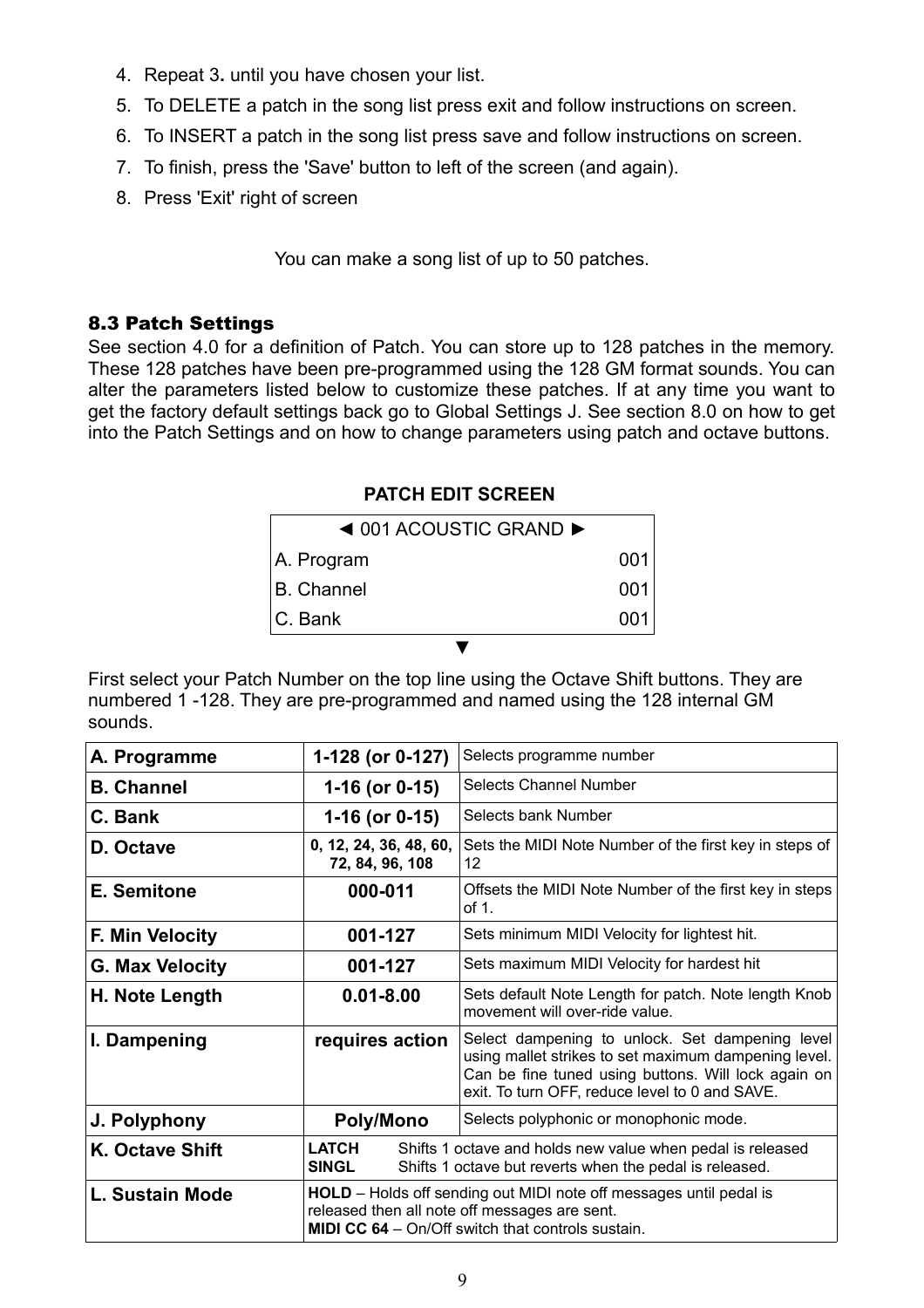4. Repeat 3**.** until you have chosen your list.
5. To DELETE a patch in the song list press exit and follow instructions on screen.
6. To INSERT a patch in the song list press save and follow instructions on screen.
7. To finish, press the 'Save' button to left of the screen (and again).
8. Press 'Exit' right of screen

You can make a song list of up to 50 patches.

### 8.3 Patch Settings

See section 4.0 for a definition of Patch. You can store up to 128 patches in the memory. These 128 patches have been pre-programmed using the 128 GM format sounds. You can alter the parameters listed below to customize these patches. If at any time you want to get the factory default settings back go to Global Settings J. See section 8.0 on how to get into the Patch Settings and on how to change parameters using patch and octave buttons.

**PATCH EDIT SCREEN**

| ◄ 001 ACOUSTIC GRAND ► | |
|---|---|
| A. Program | 001 |
| B. Channel | 001 |
| C. Bank | 001 |

▼

First select your Patch Number on the top line using the Octave Shift buttons. They are numbered 1 -128. They are pre-programmed and named using the 128 internal GM sounds.

| | | |
|---|---|---|
| **A. Programme** | **1-128 (or 0-127)** | Selects programme number |
| **B. Channel** | **1-16 (or 0-15)** | Selects Channel Number |
| **C. Bank** | **1-16 (or 0-15)** | Selects bank Number |
| **D. Octave** | **0, 12, 24, 36, 48, 60, 72, 84, 96, 108** | Sets the MIDI Note Number of the first key in steps of 12 |
| **E. Semitone** | **000-011** | Offsets the MIDI Note Number of the first key in steps of 1. |
| **F. Min Velocity** | **001-127** | Sets minimum MIDI Velocity for lightest hit. |
| **G. Max Velocity** | **001-127** | Sets maximum MIDI Velocity for hardest hit |
| **H. Note Length** | **0.01-8.00** | Sets default Note Length for patch. Note length Knob movement will over-ride value. |
| **I. Dampening** | **requires action** | Select dampening to unlock. Set dampening level using mallet strikes to set maximum dampening level. Can be fine tuned using buttons. Will lock again on exit. To turn OFF, reduce level to 0 and SAVE. |
| **J. Polyphony** | **Poly/Mono** | Selects polyphonic or monophonic mode. |
| **K. Octave Shift** | **LATCH** Shifts 1 octave and holds new value when pedal is released<br>**SINGL** Shifts 1 octave but reverts when the pedal is released. | |
| **L. Sustain Mode** | **HOLD** – Holds off sending out MIDI note off messages until pedal is released then all note off messages are sent.<br>**MIDI CC 64** – On/Off switch that controls sustain. | |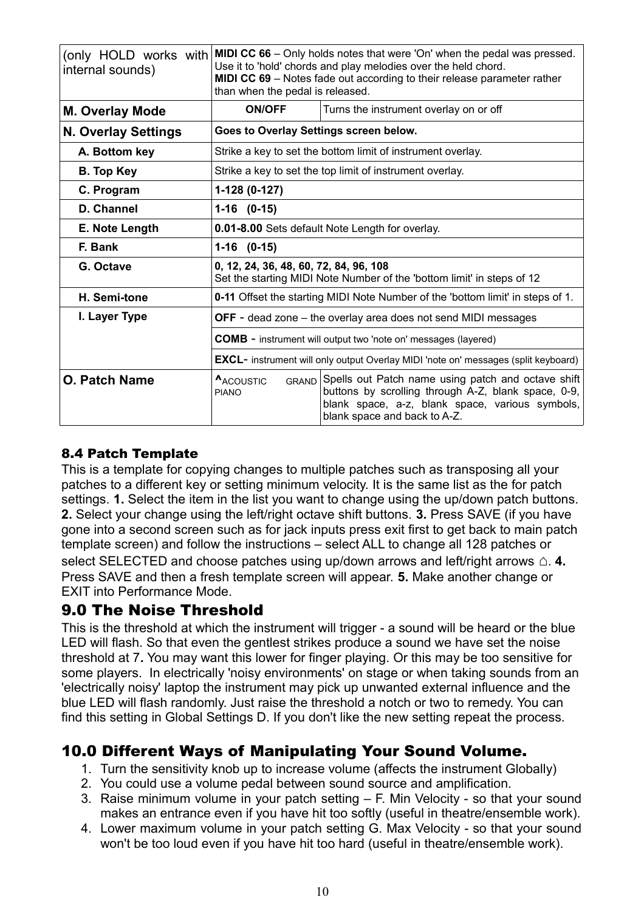| (only HOLD works with internal sounds) | **MIDI CC 66** – Only holds notes that were 'On' when the pedal was pressed. Use it to 'hold' chords and play melodies over the held chord. **MIDI CC 69** – Notes fade out according to their release parameter rather than when the pedal is released. | |
|---|---|---|
| **M. Overlay Mode** | **ON/OFF** | Turns the instrument overlay on or off |
| **N. Overlay Settings** | **Goes to Overlay Settings screen below.** | |
| **A. Bottom key** | Strike a key to set the bottom limit of instrument overlay. | |
| **B. Top Key** | Strike a key to set the top limit of instrument overlay. | |
| **C. Program** | **1-128 (0-127)** | |
| **D. Channel** | **1-16 (0-15)** | |
| **E. Note Length** | **0.01-8.00** Sets default Note Length for overlay. | |
| **F. Bank** | **1-16 (0-15)** | |
| **G. Octave** | **0, 12, 24, 36, 48, 60, 72, 84, 96, 108** Set the starting MIDI Note Number of the 'bottom limit' in steps of 12 | |
| **H. Semi-tone** | **0-11** Offset the starting MIDI Note Number of the 'bottom limit' in steps of 1. | |
| **I. Layer Type** | **OFF** - dead zone – the overlay area does not send MIDI messages | |
| | **COMB** - instrument will output two 'note on' messages (layered) | |
| | **EXCL**- instrument will only output Overlay MIDI 'note on' messages (split keyboard) | |
| **O. Patch Name** | **^**ACOUSTIC GRAND PIANO | Spells out Patch name using patch and octave shift buttons by scrolling through A-Z, blank space, 0-9, blank space, a-z, blank space, various symbols, blank space and back to A-Z. |

### 8.4 Patch Template

This is a template for copying changes to multiple patches such as transposing all your patches to a different key or setting minimum velocity. It is the same list as the for patch settings. **1.** Select the item in the list you want to change using the up/down patch buttons. **2.** Select your change using the left/right octave shift buttons. **3.** Press SAVE (if you have gone into a second screen such as for jack inputs press exit first to get back to main patch template screen) and follow the instructions – select ALL to change all 128 patches or select SELECTED and choose patches using up/down arrows and left/right arrows ⌂. **4.** Press SAVE and then a fresh template screen will appear. **5.** Make another change or EXIT into Performance Mode.

## 9.0 The Noise Threshold

This is the threshold at which the instrument will trigger - a sound will be heard or the blue LED will flash. So that even the gentlest strikes produce a sound we have set the noise threshold at 7**.** You may want this lower for finger playing. Or this may be too sensitive for some players. In electrically 'noisy environments' on stage or when taking sounds from an 'electrically noisy' laptop the instrument may pick up unwanted external influence and the blue LED will flash randomly. Just raise the threshold a notch or two to remedy. You can find this setting in Global Settings D. If you don't like the new setting repeat the process.

## 10.0 Different Ways of Manipulating Your Sound Volume.

1. Turn the sensitivity knob up to increase volume (affects the instrument Globally)
2. You could use a volume pedal between sound source and amplification.
3. Raise minimum volume in your patch setting – F. Min Velocity - so that your sound makes an entrance even if you have hit too softly (useful in theatre/ensemble work).
4. Lower maximum volume in your patch setting G. Max Velocity - so that your sound won't be too loud even if you have hit too hard (useful in theatre/ensemble work).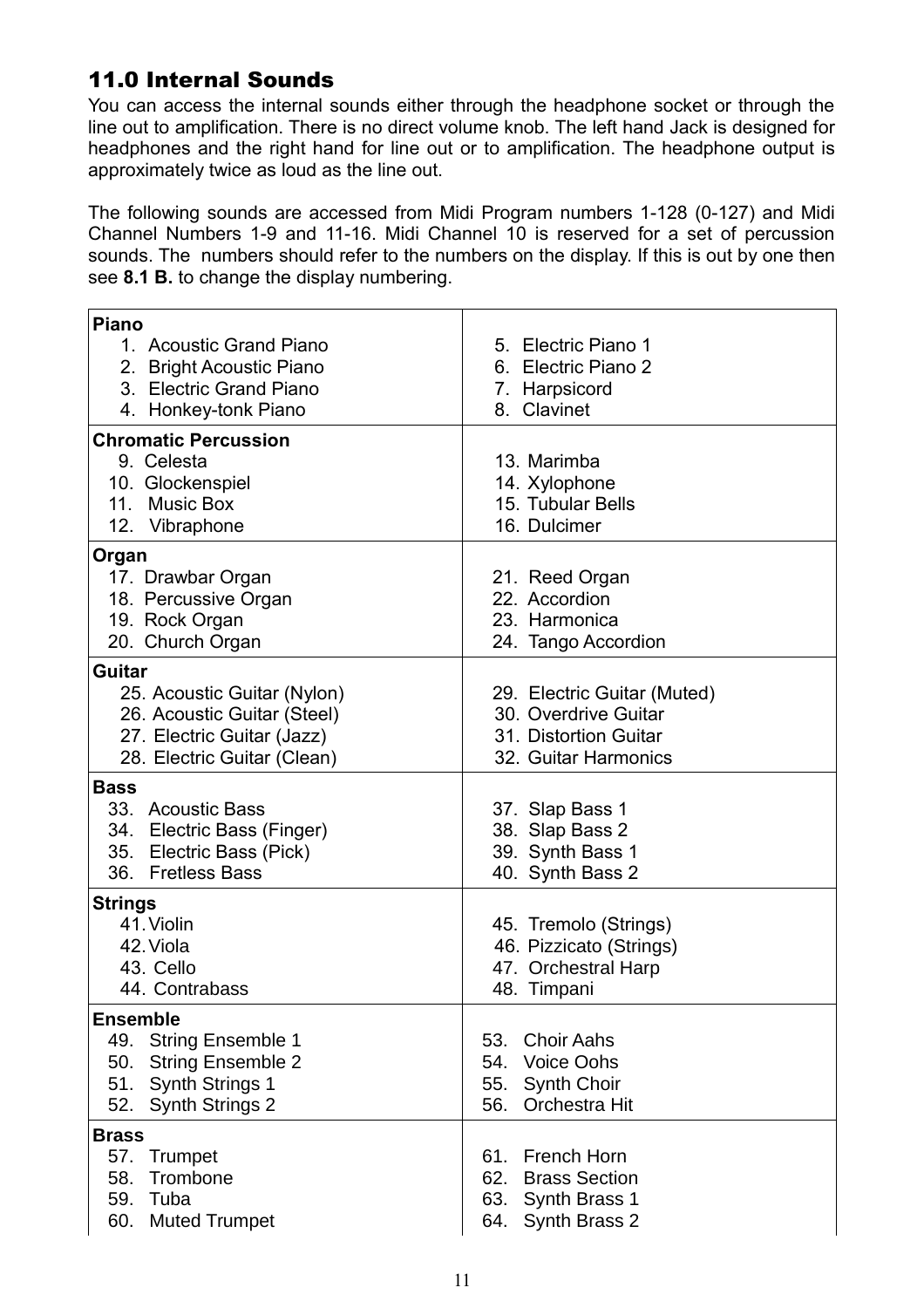## 11.0 Internal Sounds

You can access the internal sounds either through the headphone socket or through the line out to amplification. There is no direct volume knob. The left hand Jack is designed for headphones and the right hand for line out or to amplification. The headphone output is approximately twice as loud as the line out.

The following sounds are accessed from Midi Program numbers 1-128 (0-127) and Midi Channel Numbers 1-9 and 11-16. Midi Channel 10 is reserved for a set of percussion sounds. The numbers should refer to the numbers on the display. If this is out by one then see **8.1 B.** to change the display numbering.

| | |
|---|---|
| **Piano**<br>1. Acoustic Grand Piano<br>2. Bright Acoustic Piano<br>3. Electric Grand Piano<br>4. Honkey-tonk Piano | 5. Electric Piano 1<br>6. Electric Piano 2<br>7. Harpsicord<br>8. Clavinet |
| **Chromatic Percussion**<br>9. Celesta<br>10. Glockenspiel<br>11. Music Box<br>12. Vibraphone | 13. Marimba<br>14. Xylophone<br>15. Tubular Bells<br>16. Dulcimer |
| **Organ**<br>17. Drawbar Organ<br>18. Percussive Organ<br>19. Rock Organ<br>20. Church Organ | 21. Reed Organ<br>22. Accordion<br>23. Harmonica<br>24. Tango Accordion |
| **Guitar**<br>25. Acoustic Guitar (Nylon)<br>26. Acoustic Guitar (Steel)<br>27. Electric Guitar (Jazz)<br>28. Electric Guitar (Clean) | 29. Electric Guitar (Muted)<br>30. Overdrive Guitar<br>31. Distortion Guitar<br>32. Guitar Harmonics |
| **Bass**<br>33. Acoustic Bass<br>34. Electric Bass (Finger)<br>35. Electric Bass (Pick)<br>36. Fretless Bass | 37. Slap Bass 1<br>38. Slap Bass 2<br>39. Synth Bass 1<br>40. Synth Bass 2 |
| **Strings**<br>41. Violin<br>42. Viola<br>43. Cello<br>44. Contrabass | 45. Tremolo (Strings)<br>46. Pizzicato (Strings)<br>47. Orchestral Harp<br>48. Timpani |
| **Ensemble**<br>49. String Ensemble 1<br>50. String Ensemble 2<br>51. Synth Strings 1<br>52. Synth Strings 2 | 53. Choir Aahs<br>54. Voice Oohs<br>55. Synth Choir<br>56. Orchestra Hit |
| **Brass**<br>57. Trumpet<br>58. Trombone<br>59. Tuba<br>60. Muted Trumpet | 61. French Horn<br>62. Brass Section<br>63. Synth Brass 1<br>64. Synth Brass 2 |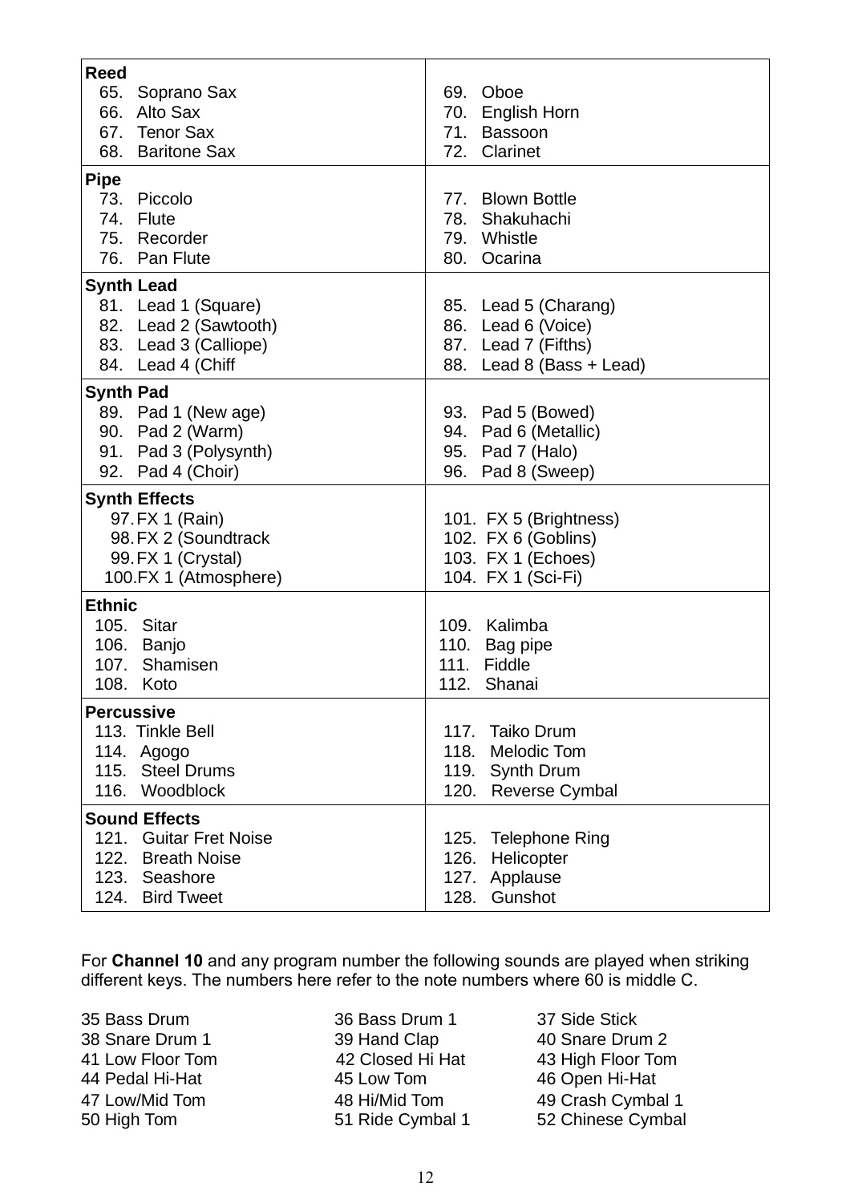| | |
|---|---|
| **Reed** | |
| 65. Soprano Sax<br>66. Alto Sax<br>67. Tenor Sax<br>68. Baritone Sax | 69. Oboe<br>70. English Horn<br>71. Bassoon<br>72. Clarinet |
| **Pipe** | |
| 73. Piccolo<br>74. Flute<br>75. Recorder<br>76. Pan Flute | 77. Blown Bottle<br>78. Shakuhachi<br>79. Whistle<br>80. Ocarina |
| **Synth Lead** | |
| 81. Lead 1 (Square)<br>82. Lead 2 (Sawtooth)<br>83. Lead 3 (Calliope)<br>84. Lead 4 (Chiff | 85. Lead 5 (Charang)<br>86. Lead 6 (Voice)<br>87. Lead 7 (Fifths)<br>88. Lead 8 (Bass + Lead) |
| **Synth Pad** | |
| 89. Pad 1 (New age)<br>90. Pad 2 (Warm)<br>91. Pad 3 (Polysynth)<br>92. Pad 4 (Choir) | 93. Pad 5 (Bowed)<br>94. Pad 6 (Metallic)<br>95. Pad 7 (Halo)<br>96. Pad 8 (Sweep) |
| **Synth Effects** | |
| 97. FX 1 (Rain)<br>98. FX 2 (Soundtrack<br>99. FX 1 (Crystal)<br>100. FX 1 (Atmosphere) | 101. FX 5 (Brightness)<br>102. FX 6 (Goblins)<br>103. FX 1 (Echoes)<br>104. FX 1 (Sci-Fi) |
| **Ethnic** | |
| 105. Sitar<br>106. Banjo<br>107. Shamisen<br>108. Koto | 109. Kalimba<br>110. Bag pipe<br>111. Fiddle<br>112. Shanai |
| **Percussive** | |
| 113. Tinkle Bell<br>114. Agogo<br>115. Steel Drums<br>116. Woodblock | 117. Taiko Drum<br>118. Melodic Tom<br>119. Synth Drum<br>120. Reverse Cymbal |
| **Sound Effects** | |
| 121. Guitar Fret Noise<br>122. Breath Noise<br>123. Seashore<br>124. Bird Tweet | 125. Telephone Ring<br>126. Helicopter<br>127. Applause<br>128. Gunshot |

For **Channel 10** and any program number the following sounds are played when striking different keys. The numbers here refer to the note numbers where 60 is middle C.

| | | |
|---|---|---|
| 35 Bass Drum | 36 Bass Drum 1 | 37 Side Stick |
| 38 Snare Drum 1 | 39 Hand Clap | 40 Snare Drum 2 |
| 41 Low Floor Tom | 42 Closed Hi Hat | 43 High Floor Tom |
| 44 Pedal Hi-Hat | 45 Low Tom | 46 Open Hi-Hat |
| 47 Low/Mid Tom | 48 Hi/Mid Tom | 49 Crash Cymbal 1 |
| 50 High Tom | 51 Ride Cymbal 1 | 52 Chinese Cymbal |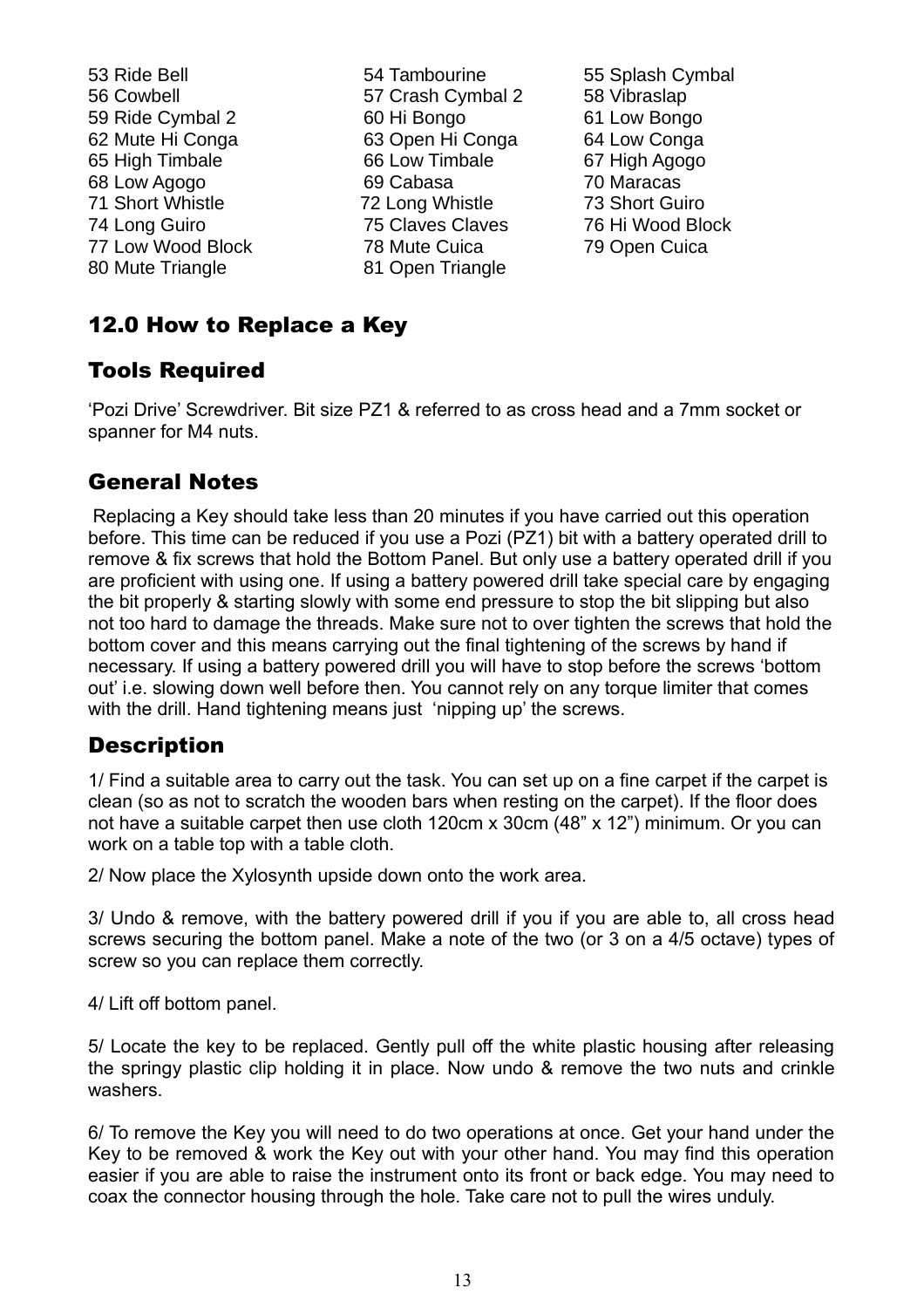| | | |
|---|---|---|
| 53 Ride Bell | 54 Tambourine | 55 Splash Cymbal |
| 56 Cowbell | 57 Crash Cymbal 2 | 58 Vibraslap |
| 59 Ride Cymbal 2 | 60 Hi Bongo | 61 Low Bongo |
| 62 Mute Hi Conga | 63 Open Hi Conga | 64 Low Conga |
| 65 High Timbale | 66 Low Timbale | 67 High Agogo |
| 68 Low Agogo | 69 Cabasa | 70 Maracas |
| 71 Short Whistle | 72 Long Whistle | 73 Short Guiro |
| 74 Long Guiro | 75 Claves Claves | 76 Hi Wood Block |
| 77 Low Wood Block | 78 Mute Cuica | 79 Open Cuica |
| 80 Mute Triangle | 81 Open Triangle | |

## 12.0 How to Replace a Key

### Tools Required

'Pozi Drive' Screwdriver. Bit size PZ1 & referred to as cross head and a 7mm socket or spanner for M4 nuts.

### General Notes

Replacing a Key should take less than 20 minutes if you have carried out this operation before. This time can be reduced if you use a Pozi (PZ1) bit with a battery operated drill to remove & fix screws that hold the Bottom Panel. But only use a battery operated drill if you are proficient with using one. If using a battery powered drill take special care by engaging the bit properly & starting slowly with some end pressure to stop the bit slipping but also not too hard to damage the threads. Make sure not to over tighten the screws that hold the bottom cover and this means carrying out the final tightening of the screws by hand if necessary. If using a battery powered drill you will have to stop before the screws 'bottom out' i.e. slowing down well before then. You cannot rely on any torque limiter that comes with the drill. Hand tightening means just 'nipping up' the screws.

### Description

1/ Find a suitable area to carry out the task. You can set up on a fine carpet if the carpet is clean (so as not to scratch the wooden bars when resting on the carpet). If the floor does not have a suitable carpet then use cloth 120cm x 30cm (48" x 12") minimum. Or you can work on a table top with a table cloth.

2/ Now place the Xylosynth upside down onto the work area.

3/ Undo & remove, with the battery powered drill if you if you are able to, all cross head screws securing the bottom panel. Make a note of the two (or 3 on a 4/5 octave) types of screw so you can replace them correctly.

4/ Lift off bottom panel.

5/ Locate the key to be replaced. Gently pull off the white plastic housing after releasing the springy plastic clip holding it in place. Now undo & remove the two nuts and crinkle washers.

6/ To remove the Key you will need to do two operations at once. Get your hand under the Key to be removed & work the Key out with your other hand. You may find this operation easier if you are able to raise the instrument onto its front or back edge. You may need to coax the connector housing through the hole. Take care not to pull the wires unduly.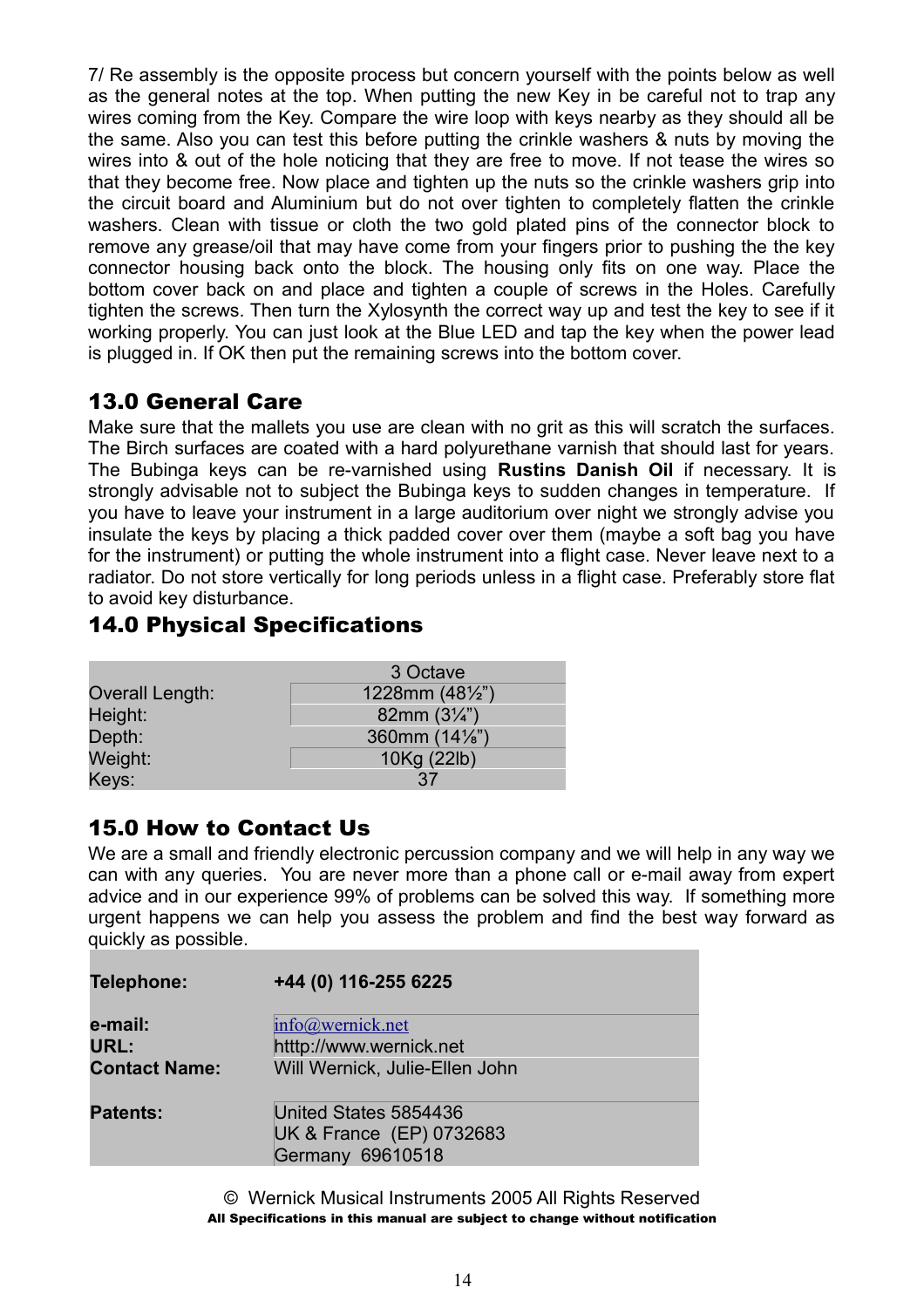7/ Re assembly is the opposite process but concern yourself with the points below as well as the general notes at the top. When putting the new Key in be careful not to trap any wires coming from the Key. Compare the wire loop with keys nearby as they should all be the same. Also you can test this before putting the crinkle washers & nuts by moving the wires into & out of the hole noticing that they are free to move. If not tease the wires so that they become free. Now place and tighten up the nuts so the crinkle washers grip into the circuit board and Aluminium but do not over tighten to completely flatten the crinkle washers. Clean with tissue or cloth the two gold plated pins of the connector block to remove any grease/oil that may have come from your fingers prior to pushing the the key connector housing back onto the block. The housing only fits on one way. Place the bottom cover back on and place and tighten a couple of screws in the Holes. Carefully tighten the screws. Then turn the Xylosynth the correct way up and test the key to see if it working properly. You can just look at the Blue LED and tap the key when the power lead is plugged in. If OK then put the remaining screws into the bottom cover.

## 13.0 General Care

Make sure that the mallets you use are clean with no grit as this will scratch the surfaces. The Birch surfaces are coated with a hard polyurethane varnish that should last for years. The Bubinga keys can be re-varnished using **Rustins Danish Oil** if necessary. It is strongly advisable not to subject the Bubinga keys to sudden changes in temperature. If you have to leave your instrument in a large auditorium over night we strongly advise you insulate the keys by placing a thick padded cover over them (maybe a soft bag you have for the instrument) or putting the whole instrument into a flight case. Never leave next to a radiator. Do not store vertically for long periods unless in a flight case. Preferably store flat to avoid key disturbance.

## 14.0 Physical Specifications

| | 3 Octave |
|---|---|
| Overall Length: | 1228mm (48½") |
| Height: | 82mm (3¼") |
| Depth: | 360mm (14⅛") |
| Weight: | 10Kg (22lb) |
| Keys: | 37 |

## 15.0 How to Contact Us

We are a small and friendly electronic percussion company and we will help in any way we can with any queries. You are never more than a phone call or e-mail away from expert advice and in our experience 99% of problems can be solved this way. If something more urgent happens we can help you assess the problem and find the best way forward as quickly as possible.

| | |
|---|---|
| **Telephone:** | **+44 (0) 116-255 6225** |
| **e-mail:** | info@wernick.net |
| **URL:** | htttp://www.wernick.net |
| **Contact Name:** | Will Wernick, Julie-Ellen John |
| **Patents:** | United States 5854436<br>UK & France (EP) 0732683<br>Germany 69610518 |

© Wernick Musical Instruments 2005 All Rights Reserved

**All Specifications in this manual are subject to change without notification**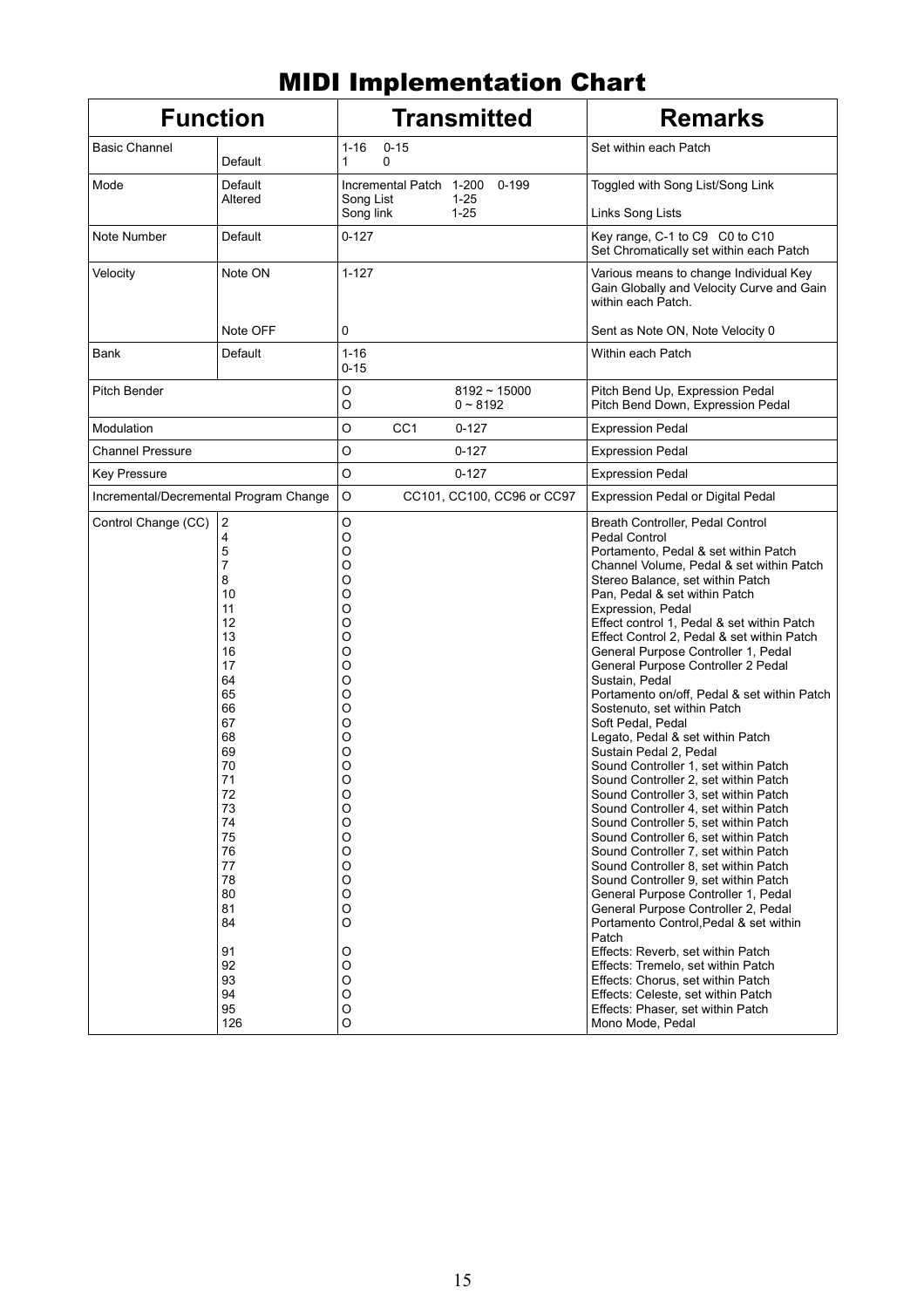# MIDI Implementation Chart

| Function | | Transmitted | Remarks |
|---|---|---|---|
| Basic Channel | Default | 1-16 0-15<br>1 0 | Set within each Patch |
| Mode | Default<br>Altered | Incremental Patch 1-200 0-199<br>Song List 1-25<br>Song link 1-25 | Toggled with Song List/Song Link<br>Links Song Lists |
| Note Number | Default | 0-127 | Key range, C-1 to C9 C0 to C10<br>Set Chromatically set within each Patch |
| Velocity | Note ON | 1-127 | Various means to change Individual Key Gain Globally and Velocity Curve and Gain within each Patch. |
| | Note OFF | 0 | Sent as Note ON, Note Velocity 0 |
| Bank | Default | 1-16<br>0-15 | Within each Patch |
| Pitch Bender | | O 8192 ~ 15000<br>O 0 ~ 8192 | Pitch Bend Up, Expression Pedal<br>Pitch Bend Down, Expression Pedal |
| Modulation | | O CC1 0-127 | Expression Pedal |
| Channel Pressure | | O 0-127 | Expression Pedal |
| Key Pressure | | O 0-127 | Expression Pedal |
| Incremental/Decremental Program Change | | O CC101, CC100, CC96 or CC97 | Expression Pedal or Digital Pedal |
| Control Change (CC) | 2 | O | Breath Controller, Pedal Control |
| | 4 | O | Pedal Control |
| | 5 | O | Portamento, Pedal & set within Patch |
| | 7 | O | Channel Volume, Pedal & set within Patch |
| | 8 | O | Stereo Balance, set within Patch |
| | 10 | O | Pan, Pedal & set within Patch |
| | 11 | O | Expression, Pedal |
| | 12 | O | Effect control 1, Pedal & set within Patch |
| | 13 | O | Effect Control 2, Pedal & set within Patch |
| | 16 | O | General Purpose Controller 1, Pedal |
| | 17 | O | General Purpose Controller 2 Pedal |
| | 64 | O | Sustain, Pedal |
| | 65 | O | Portamento on/off, Pedal & set within Patch |
| | 66 | O | Sostenuto, set within Patch |
| | 67 | O | Soft Pedal, Pedal |
| | 68 | O | Legato, Pedal & set within Patch |
| | 69 | O | Sustain Pedal 2, Pedal |
| | 70 | O | Sound Controller 1, set within Patch |
| | 71 | O | Sound Controller 2, set within Patch |
| | 72 | O | Sound Controller 3, set within Patch |
| | 73 | O | Sound Controller 4, set within Patch |
| | 74 | O | Sound Controller 5, set within Patch |
| | 75 | O | Sound Controller 6, set within Patch |
| | 76 | O | Sound Controller 7, set within Patch |
| | 77 | O | Sound Controller 8, set within Patch |
| | 78 | O | Sound Controller 9, set within Patch |
| | 80 | O | General Purpose Controller 1, Pedal |
| | 81 | O | General Purpose Controller 2, Pedal |
| | 84 | O | Portamento Control,Pedal & set within Patch |
| | 91 | O | Effects: Reverb, set within Patch |
| | 92 | O | Effects: Tremelo, set within Patch |
| | 93 | O | Effects: Chorus, set within Patch |
| | 94 | O | Effects: Celeste, set within Patch |
| | 95 | O | Effects: Phaser, set within Patch |
| | 126 | O | Mono Mode, Pedal |